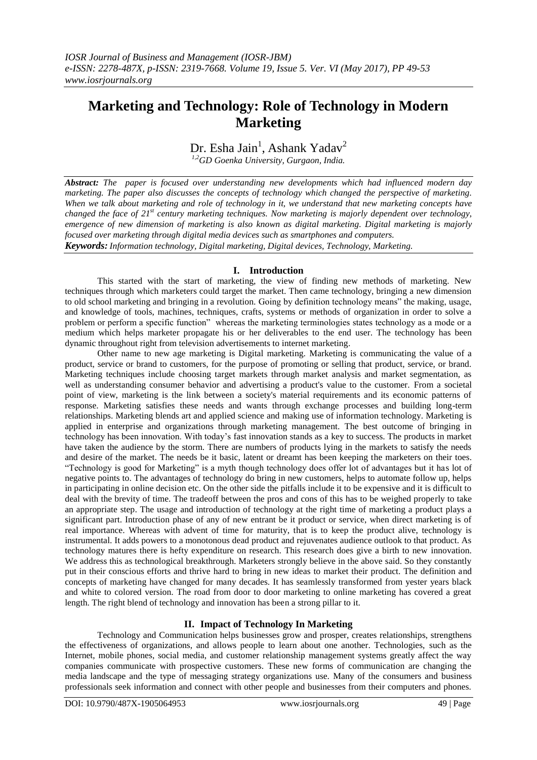# Marketing and Technology: Role of Technology in Modern Marketing

Dr. Esha Jain[1], Ashank Yadav[2]

[1,2]GD Goenka University, Gurgaon, India.

***Abstract:*** *The paper is focused over understanding new developments which had influenced modern day marketing. The paper also discusses the concepts of technology which changed the perspective of marketing. When we talk about marketing and role of technology in it, we understand that new marketing concepts have changed the face of 21st century marketing techniques. Now marketing is majorly dependent over technology, emergence of new dimension of marketing is also known as digital marketing. Digital marketing is majorly focused over marketing through digital media devices such as smartphones and computers.*

***Keywords:*** *Information technology, Digital marketing, Digital devices, Technology, Marketing.*

## I. Introduction

This started with the start of marketing, the view of finding new methods of marketing. New techniques through which marketers could target the market. Then came technology, bringing a new dimension to old school marketing and bringing in a revolution. Going by definition technology means" the making, usage, and knowledge of tools, machines, techniques, crafts, systems or methods of organization in order to solve a problem or perform a specific function" whereas the marketing terminologies states technology as a mode or a medium which helps marketer propagate his or her deliverables to the end user. The technology has been dynamic throughout right from television advertisements to internet marketing.

Other name to new age marketing is Digital marketing. Marketing is communicating the value of a product, service or brand to customers, for the purpose of promoting or selling that product, service, or brand. Marketing techniques include choosing target markets through market analysis and market segmentation, as well as understanding consumer behavior and advertising a product's value to the customer. From a societal point of view, marketing is the link between a society's material requirements and its economic patterns of response. Marketing satisfies these needs and wants through exchange processes and building long-term relationships. Marketing blends art and applied science and making use of information technology. Marketing is applied in enterprise and organizations through marketing management. The best outcome of bringing in technology has been innovation. With today's fast innovation stands as a key to success. The products in market have taken the audience by the storm. There are numbers of products lying in the markets to satisfy the needs and desire of the market. The needs be it basic, latent or dreamt has been keeping the marketers on their toes. "Technology is good for Marketing" is a myth though technology does offer lot of advantages but it has lot of negative points to. The advantages of technology do bring in new customers, helps to automate follow up, helps in participating in online decision etc. On the other side the pitfalls include it to be expensive and it is difficult to deal with the brevity of time. The tradeoff between the pros and cons of this has to be weighed properly to take an appropriate step. The usage and introduction of technology at the right time of marketing a product plays a significant part. Introduction phase of any of new entrant be it product or service, when direct marketing is of real importance. Whereas with advent of time for maturity, that is to keep the product alive, technology is instrumental. It adds powers to a monotonous dead product and rejuvenates audience outlook to that product. As technology matures there is hefty expenditure on research. This research does give a birth to new innovation. We address this as technological breakthrough. Marketers strongly believe in the above said. So they constantly put in their conscious efforts and thrive hard to bring in new ideas to market their product. The definition and concepts of marketing have changed for many decades. It has seamlessly transformed from yester years black and white to colored version. The road from door to door marketing to online marketing has covered a great length. The right blend of technology and innovation has been a strong pillar to it.

## II. Impact of Technology In Marketing

Technology and Communication helps businesses grow and prosper, creates relationships, strengthens the effectiveness of organizations, and allows people to learn about one another. Technologies, such as the Internet, mobile phones, social media, and customer relationship management systems greatly affect the way companies communicate with prospective customers. These new forms of communication are changing the media landscape and the type of messaging strategy organizations use. Many of the consumers and business professionals seek information and connect with other people and businesses from their computers and phones.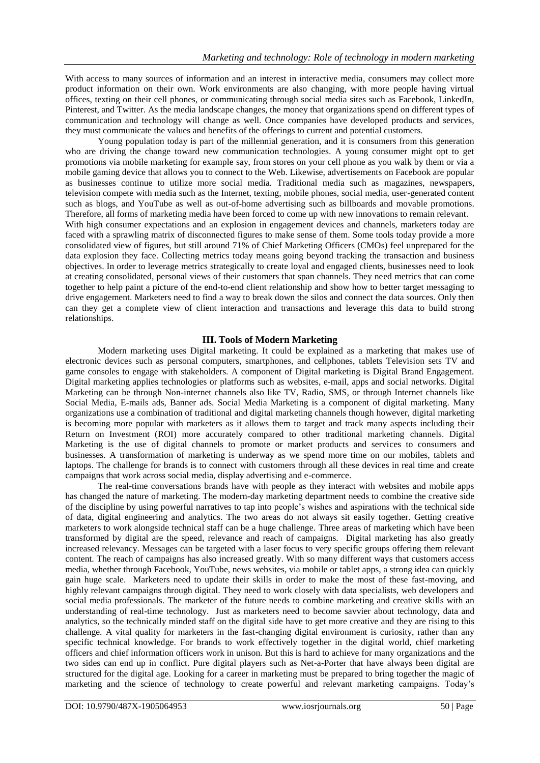With access to many sources of information and an interest in interactive media, consumers may collect more product information on their own. Work environments are also changing, with more people having virtual offices, texting on their cell phones, or communicating through social media sites such as Facebook, LinkedIn, Pinterest, and Twitter. As the media landscape changes, the money that organizations spend on different types of communication and technology will change as well. Once companies have developed products and services, they must communicate the values and benefits of the offerings to current and potential customers.

Young population today is part of the millennial generation, and it is consumers from this generation who are driving the change toward new communication technologies. A young consumer might opt to get promotions via mobile marketing for example say, from stores on your cell phone as you walk by them or via a mobile gaming device that allows you to connect to the Web. Likewise, advertisements on Facebook are popular as businesses continue to utilize more social media. Traditional media such as magazines, newspapers, television compete with media such as the Internet, texting, mobile phones, social media, user-generated content such as blogs, and YouTube as well as out-of-home advertising such as billboards and movable promotions. Therefore, all forms of marketing media have been forced to come up with new innovations to remain relevant.

With high consumer expectations and an explosion in engagement devices and channels, marketers today are faced with a sprawling matrix of disconnected figures to make sense of them. Some tools today provide a more consolidated view of figures, but still around 71% of Chief Marketing Officers (CMOs) feel unprepared for the data explosion they face. Collecting metrics today means going beyond tracking the transaction and business objectives. In order to leverage metrics strategically to create loyal and engaged clients, businesses need to look at creating consolidated, personal views of their customers that span channels. They need metrics that can come together to help paint a picture of the end-to-end client relationship and show how to better target messaging to drive engagement. Marketers need to find a way to break down the silos and connect the data sources. Only then can they get a complete view of client interaction and transactions and leverage this data to build strong relationships.

## III. Tools of Modern Marketing

Modern marketing uses Digital marketing. It could be explained as a marketing that makes use of electronic devices such as personal computers, smartphones, and cellphones, tablets Television sets TV and game consoles to engage with stakeholders. A component of Digital marketing is Digital Brand Engagement. Digital marketing applies technologies or platforms such as websites, e-mail, apps and social networks. Digital Marketing can be through Non-internet channels also like TV, Radio, SMS, or through Internet channels like Social Media, E-mails ads, Banner ads. Social Media Marketing is a component of digital marketing. Many organizations use a combination of traditional and digital marketing channels though however, digital marketing is becoming more popular with marketers as it allows them to target and track many aspects including their Return on Investment (ROI) more accurately compared to other traditional marketing channels. Digital Marketing is the use of digital channels to promote or market products and services to consumers and businesses. A transformation of marketing is underway as we spend more time on our mobiles, tablets and laptops. The challenge for brands is to connect with customers through all these devices in real time and create campaigns that work across social media, display advertising and e-commerce.

The real-time conversations brands have with people as they interact with websites and mobile apps has changed the nature of marketing. The modern-day marketing department needs to combine the creative side of the discipline by using powerful narratives to tap into people's wishes and aspirations with the technical side of data, digital engineering and analytics. The two areas do not always sit easily together. Getting creative marketers to work alongside technical staff can be a huge challenge. Three areas of marketing which have been transformed by digital are the speed, relevance and reach of campaigns. Digital marketing has also greatly increased relevancy. Messages can be targeted with a laser focus to very specific groups offering them relevant content. The reach of campaigns has also increased greatly. With so many different ways that customers access media, whether through Facebook, YouTube, news websites, via mobile or tablet apps, a strong idea can quickly gain huge scale. Marketers need to update their skills in order to make the most of these fast-moving, and highly relevant campaigns through digital. They need to work closely with data specialists, web developers and social media professionals. The marketer of the future needs to combine marketing and creative skills with an understanding of real-time technology. Just as marketers need to become savvier about technology, data and analytics, so the technically minded staff on the digital side have to get more creative and they are rising to this challenge. A vital quality for marketers in the fast-changing digital environment is curiosity, rather than any specific technical knowledge. For brands to work effectively together in the digital world, chief marketing officers and chief information officers work in unison. But this is hard to achieve for many organizations and the two sides can end up in conflict. Pure digital players such as Net-a-Porter that have always been digital are structured for the digital age. Looking for a career in marketing must be prepared to bring together the magic of marketing and the science of technology to create powerful and relevant marketing campaigns. Today's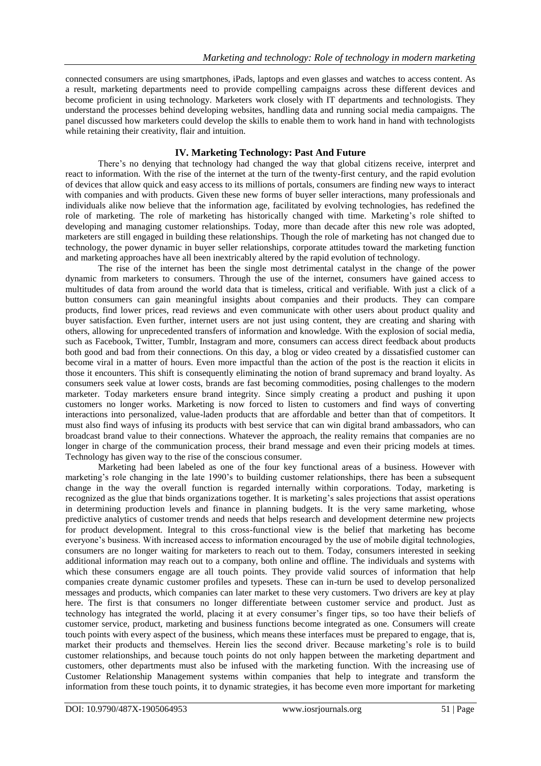connected consumers are using smartphones, iPads, laptops and even glasses and watches to access content. As a result, marketing departments need to provide compelling campaigns across these different devices and become proficient in using technology. Marketers work closely with IT departments and technologists. They understand the processes behind developing websites, handling data and running social media campaigns. The panel discussed how marketers could develop the skills to enable them to work hand in hand with technologists while retaining their creativity, flair and intuition.

## IV. Marketing Technology: Past And Future

There's no denying that technology had changed the way that global citizens receive, interpret and react to information. With the rise of the internet at the turn of the twenty-first century, and the rapid evolution of devices that allow quick and easy access to its millions of portals, consumers are finding new ways to interact with companies and with products. Given these new forms of buyer seller interactions, many professionals and individuals alike now believe that the information age, facilitated by evolving technologies, has redefined the role of marketing. The role of marketing has historically changed with time. Marketing's role shifted to developing and managing customer relationships. Today, more than decade after this new role was adopted, marketers are still engaged in building these relationships. Though the role of marketing has not changed due to technology, the power dynamic in buyer seller relationships, corporate attitudes toward the marketing function and marketing approaches have all been inextricably altered by the rapid evolution of technology.

The rise of the internet has been the single most detrimental catalyst in the change of the power dynamic from marketers to consumers. Through the use of the internet, consumers have gained access to multitudes of data from around the world data that is timeless, critical and verifiable. With just a click of a button consumers can gain meaningful insights about companies and their products. They can compare products, find lower prices, read reviews and even communicate with other users about product quality and buyer satisfaction. Even further, internet users are not just using content, they are creating and sharing with others, allowing for unprecedented transfers of information and knowledge. With the explosion of social media, such as Facebook, Twitter, Tumblr, Instagram and more, consumers can access direct feedback about products both good and bad from their connections. On this day, a blog or video created by a dissatisfied customer can become viral in a matter of hours. Even more impactful than the action of the post is the reaction it elicits in those it encounters. This shift is consequently eliminating the notion of brand supremacy and brand loyalty. As consumers seek value at lower costs, brands are fast becoming commodities, posing challenges to the modern marketer. Today marketers ensure brand integrity. Since simply creating a product and pushing it upon customers no longer works. Marketing is now forced to listen to customers and find ways of converting interactions into personalized, value-laden products that are affordable and better than that of competitors. It must also find ways of infusing its products with best service that can win digital brand ambassadors, who can broadcast brand value to their connections. Whatever the approach, the reality remains that companies are no longer in charge of the communication process, their brand message and even their pricing models at times. Technology has given way to the rise of the conscious consumer.

Marketing had been labeled as one of the four key functional areas of a business. However with marketing's role changing in the late 1990's to building customer relationships, there has been a subsequent change in the way the overall function is regarded internally within corporations. Today, marketing is recognized as the glue that binds organizations together. It is marketing's sales projections that assist operations in determining production levels and finance in planning budgets. It is the very same marketing, whose predictive analytics of customer trends and needs that helps research and development determine new projects for product development. Integral to this cross-functional view is the belief that marketing has become everyone's business. With increased access to information encouraged by the use of mobile digital technologies, consumers are no longer waiting for marketers to reach out to them. Today, consumers interested in seeking additional information may reach out to a company, both online and offline. The individuals and systems with which these consumers engage are all touch points. They provide valid sources of information that help companies create dynamic customer profiles and typesets. These can in-turn be used to develop personalized messages and products, which companies can later market to these very customers. Two drivers are key at play here. The first is that consumers no longer differentiate between customer service and product. Just as technology has integrated the world, placing it at every consumer's finger tips, so too have their beliefs of customer service, product, marketing and business functions become integrated as one. Consumers will create touch points with every aspect of the business, which means these interfaces must be prepared to engage, that is, market their products and themselves. Herein lies the second driver. Because marketing's role is to build customer relationships, and because touch points do not only happen between the marketing department and customers, other departments must also be infused with the marketing function. With the increasing use of Customer Relationship Management systems within companies that help to integrate and transform the information from these touch points, it to dynamic strategies, it has become even more important for marketing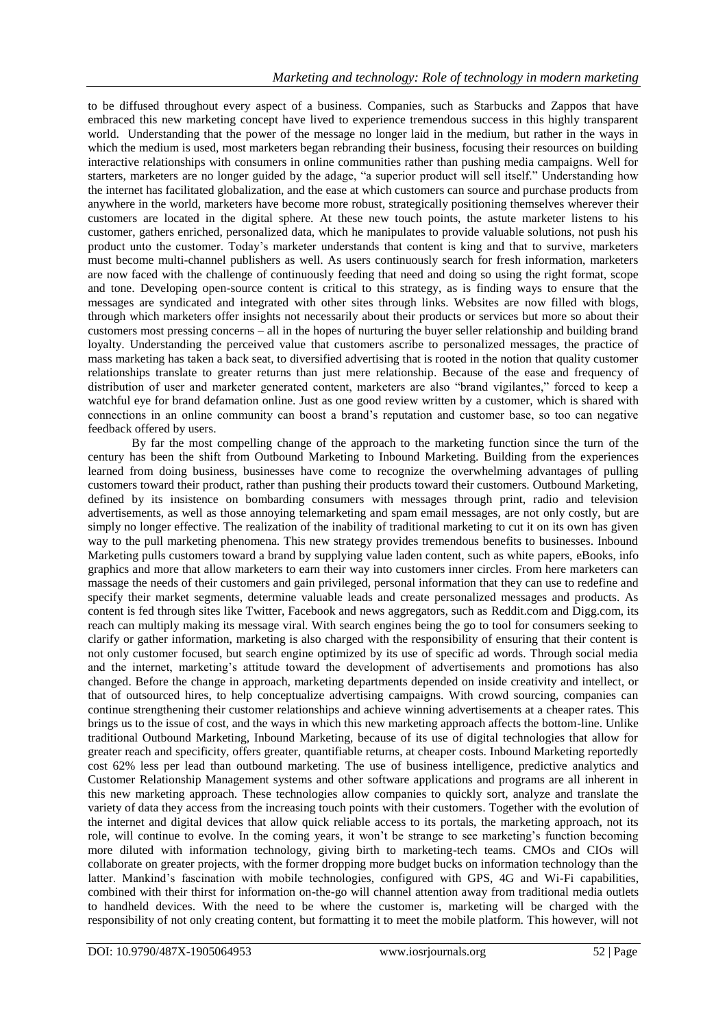to be diffused throughout every aspect of a business. Companies, such as Starbucks and Zappos that have embraced this new marketing concept have lived to experience tremendous success in this highly transparent world. Understanding that the power of the message no longer laid in the medium, but rather in the ways in which the medium is used, most marketers began rebranding their business, focusing their resources on building interactive relationships with consumers in online communities rather than pushing media campaigns. Well for starters, marketers are no longer guided by the adage, "a superior product will sell itself." Understanding how the internet has facilitated globalization, and the ease at which customers can source and purchase products from anywhere in the world, marketers have become more robust, strategically positioning themselves wherever their customers are located in the digital sphere. At these new touch points, the astute marketer listens to his customer, gathers enriched, personalized data, which he manipulates to provide valuable solutions, not push his product unto the customer. Today's marketer understands that content is king and that to survive, marketers must become multi-channel publishers as well. As users continuously search for fresh information, marketers are now faced with the challenge of continuously feeding that need and doing so using the right format, scope and tone. Developing open-source content is critical to this strategy, as is finding ways to ensure that the messages are syndicated and integrated with other sites through links. Websites are now filled with blogs, through which marketers offer insights not necessarily about their products or services but more so about their customers most pressing concerns – all in the hopes of nurturing the buyer seller relationship and building brand loyalty. Understanding the perceived value that customers ascribe to personalized messages, the practice of mass marketing has taken a back seat, to diversified advertising that is rooted in the notion that quality customer relationships translate to greater returns than just mere relationship. Because of the ease and frequency of distribution of user and marketer generated content, marketers are also "brand vigilantes," forced to keep a watchful eye for brand defamation online. Just as one good review written by a customer, which is shared with connections in an online community can boost a brand's reputation and customer base, so too can negative feedback offered by users.

By far the most compelling change of the approach to the marketing function since the turn of the century has been the shift from Outbound Marketing to Inbound Marketing. Building from the experiences learned from doing business, businesses have come to recognize the overwhelming advantages of pulling customers toward their product, rather than pushing their products toward their customers. Outbound Marketing, defined by its insistence on bombarding consumers with messages through print, radio and television advertisements, as well as those annoying telemarketing and spam email messages, are not only costly, but are simply no longer effective. The realization of the inability of traditional marketing to cut it on its own has given way to the pull marketing phenomena. This new strategy provides tremendous benefits to businesses. Inbound Marketing pulls customers toward a brand by supplying value laden content, such as white papers, eBooks, info graphics and more that allow marketers to earn their way into customers inner circles. From here marketers can massage the needs of their customers and gain privileged, personal information that they can use to redefine and specify their market segments, determine valuable leads and create personalized messages and products. As content is fed through sites like Twitter, Facebook and news aggregators, such as Reddit.com and Digg.com, its reach can multiply making its message viral. With search engines being the go to tool for consumers seeking to clarify or gather information, marketing is also charged with the responsibility of ensuring that their content is not only customer focused, but search engine optimized by its use of specific ad words. Through social media and the internet, marketing's attitude toward the development of advertisements and promotions has also changed. Before the change in approach, marketing departments depended on inside creativity and intellect, or that of outsourced hires, to help conceptualize advertising campaigns. With crowd sourcing, companies can continue strengthening their customer relationships and achieve winning advertisements at a cheaper rates. This brings us to the issue of cost, and the ways in which this new marketing approach affects the bottom-line. Unlike traditional Outbound Marketing, Inbound Marketing, because of its use of digital technologies that allow for greater reach and specificity, offers greater, quantifiable returns, at cheaper costs. Inbound Marketing reportedly cost 62% less per lead than outbound marketing. The use of business intelligence, predictive analytics and Customer Relationship Management systems and other software applications and programs are all inherent in this new marketing approach. These technologies allow companies to quickly sort, analyze and translate the variety of data they access from the increasing touch points with their customers. Together with the evolution of the internet and digital devices that allow quick reliable access to its portals, the marketing approach, not its role, will continue to evolve. In the coming years, it won't be strange to see marketing's function becoming more diluted with information technology, giving birth to marketing-tech teams. CMOs and CIOs will collaborate on greater projects, with the former dropping more budget bucks on information technology than the latter. Mankind's fascination with mobile technologies, configured with GPS, 4G and Wi-Fi capabilities, combined with their thirst for information on-the-go will channel attention away from traditional media outlets to handheld devices. With the need to be where the customer is, marketing will be charged with the responsibility of not only creating content, but formatting it to meet the mobile platform. This however, will not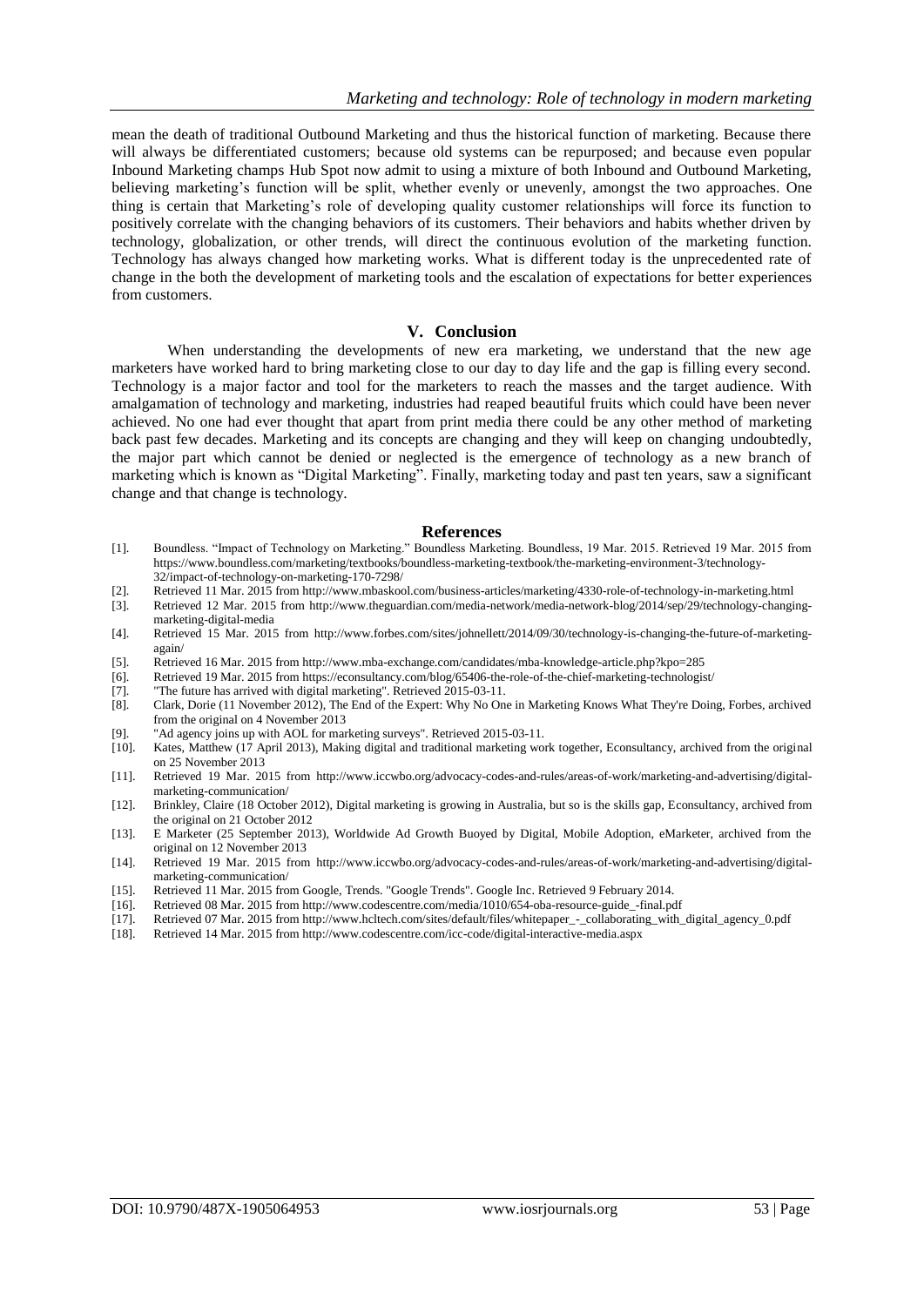mean the death of traditional Outbound Marketing and thus the historical function of marketing. Because there will always be differentiated customers; because old systems can be repurposed; and because even popular Inbound Marketing champs Hub Spot now admit to using a mixture of both Inbound and Outbound Marketing, believing marketing's function will be split, whether evenly or unevenly, amongst the two approaches. One thing is certain that Marketing's role of developing quality customer relationships will force its function to positively correlate with the changing behaviors of its customers. Their behaviors and habits whether driven by technology, globalization, or other trends, will direct the continuous evolution of the marketing function. Technology has always changed how marketing works. What is different today is the unprecedented rate of change in the both the development of marketing tools and the escalation of expectations for better experiences from customers.

## V. Conclusion

When understanding the developments of new era marketing, we understand that the new age marketers have worked hard to bring marketing close to our day to day life and the gap is filling every second. Technology is a major factor and tool for the marketers to reach the masses and the target audience. With amalgamation of technology and marketing, industries had reaped beautiful fruits which could have been never achieved. No one had ever thought that apart from print media there could be any other method of marketing back past few decades. Marketing and its concepts are changing and they will keep on changing undoubtedly, the major part which cannot be denied or neglected is the emergence of technology as a new branch of marketing which is known as "Digital Marketing". Finally, marketing today and past ten years, saw a significant change and that change is technology.

## References

[1]. Boundless. "Impact of Technology on Marketing." Boundless Marketing. Boundless, 19 Mar. 2015. Retrieved 19 Mar. 2015 from https://www.boundless.com/marketing/textbooks/boundless-marketing-textbook/the-marketing-environment-3/technology-32/impact-of-technology-on-marketing-170-7298/

[2]. Retrieved 11 Mar. 2015 from http://www.mbaskool.com/business-articles/marketing/4330-role-of-technology-in-marketing.html

[3]. Retrieved 12 Mar. 2015 from http://www.theguardian.com/media-network/media-network-blog/2014/sep/29/technology-changing-marketing-digital-media

[4]. Retrieved 15 Mar. 2015 from http://www.forbes.com/sites/johnellett/2014/09/30/technology-is-changing-the-future-of-marketing-again/

[5]. Retrieved 16 Mar. 2015 from http://www.mba-exchange.com/candidates/mba-knowledge-article.php?kpo=285

[6]. Retrieved 19 Mar. 2015 from https://econsultancy.com/blog/65406-the-role-of-the-chief-marketing-technologist/

[7]. "The future has arrived with digital marketing". Retrieved 2015-03-11.

[8]. Clark, Dorie (11 November 2012), The End of the Expert: Why No One in Marketing Knows What They're Doing, Forbes, archived from the original on 4 November 2013

[9]. "Ad agency joins up with AOL for marketing surveys". Retrieved 2015-03-11.

[10]. Kates, Matthew (17 April 2013), Making digital and traditional marketing work together, Econsultancy, archived from the original on 25 November 2013

[11]. Retrieved 19 Mar. 2015 from http://www.iccwbo.org/advocacy-codes-and-rules/areas-of-work/marketing-and-advertising/digital-marketing-communication/

[12]. Brinkley, Claire (18 October 2012), Digital marketing is growing in Australia, but so is the skills gap, Econsultancy, archived from the original on 21 October 2012

[13]. E Marketer (25 September 2013), Worldwide Ad Growth Buoyed by Digital, Mobile Adoption, eMarketer, archived from the original on 12 November 2013

[14]. Retrieved 19 Mar. 2015 from http://www.iccwbo.org/advocacy-codes-and-rules/areas-of-work/marketing-and-advertising/digital-marketing-communication/

[15]. Retrieved 11 Mar. 2015 from Google, Trends. "Google Trends". Google Inc. Retrieved 9 February 2014.

[16]. Retrieved 08 Mar. 2015 from http://www.codescentre.com/media/1010/654-oba-resource-guide_-final.pdf

[17]. Retrieved 07 Mar. 2015 from http://www.hcltech.com/sites/default/files/whitepaper_-_collaborating_with_digital_agency_0.pdf

[18]. Retrieved 14 Mar. 2015 from http://www.codescentre.com/icc-code/digital-interactive-media.aspx